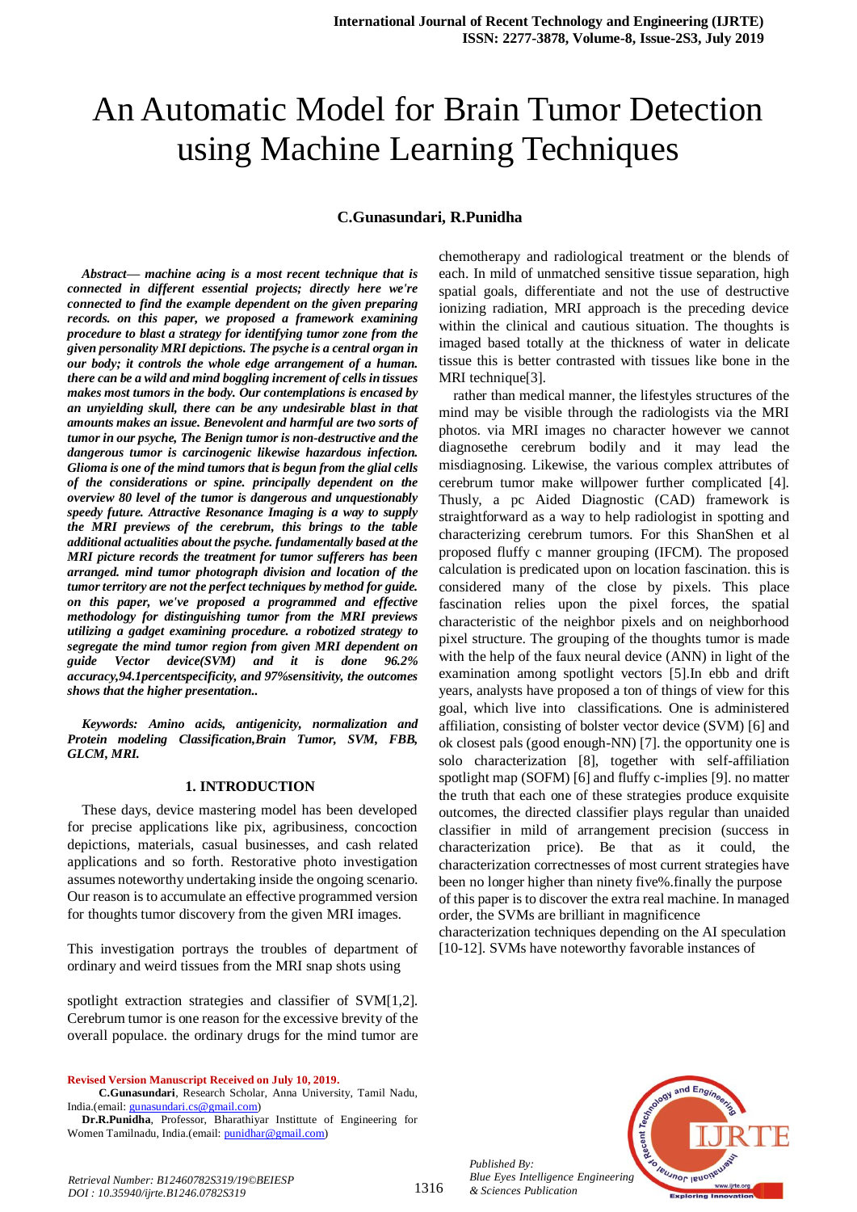# An Automatic Model for Brain Tumor Detection using Machine Learning Techniques

**C.Gunasundari, R.Punidha**

***Abstract— machine acing is a most recent technique that is connected in different essential projects; directly here we're connected to find the example dependent on the given preparing records. on this paper, we proposed a framework examining procedure to blast a strategy for identifying tumor zone from the given personality MRI depictions. The psyche is a central organ in our body; it controls the whole edge arrangement of a human. there can be a wild and mind boggling increment of cells in tissues makes most tumors in the body. Our contemplations is encased by an unyielding skull, there can be any undesirable blast in that amounts makes an issue. Benevolent and harmful are two sorts of tumor in our psyche, The Benign tumor is non-destructive and the dangerous tumor is carcinogenic likewise hazardous infection. Glioma is one of the mind tumors that is begun from the glial cells of the considerations or spine. principally dependent on the overview 80 level of the tumor is dangerous and unquestionably speedy future. Attractive Resonance Imaging is a way to supply the MRI previews of the cerebrum, this brings to the table additional actualities about the psyche. fundamentally based at the MRI picture records the treatment for tumor sufferers has been arranged. mind tumor photograph division and location of the tumor territory are not the perfect techniques by method for guide. on this paper, we've proposed a programmed and effective methodology for distinguishing tumor from the MRI previews utilizing a gadget examining procedure. a robotized strategy to segregate the mind tumor region from given MRI dependent on guide Vector device(SVM) and it is done 96.2% accuracy,94.1percentspecificity, and 97%sensitivity, the outcomes shows that the higher presentation..***

***Keywords: Amino acids, antigenicity, normalization and Protein modeling Classification,Brain Tumor, SVM, FBB, GLCM, MRI.***

## 1. INTRODUCTION

These days, device mastering model has been developed for precise applications like pix, agribusiness, concoction depictions, materials, casual businesses, and cash related applications and so forth. Restorative photo investigation assumes noteworthy undertaking inside the ongoing scenario. Our reason is to accumulate an effective programmed version for thoughts tumor discovery from the given MRI images.

This investigation portrays the troubles of department of ordinary and weird tissues from the MRI snap shots using spotlight extraction strategies and classifier of SVM[1,2]. Cerebrum tumor is one reason for the excessive brevity of the overall populace. the ordinary drugs for the mind tumor are chemotherapy and radiological treatment or the blends of each. In mild of unmatched sensitive tissue separation, high spatial goals, differentiate and not the use of destructive ionizing radiation, MRI approach is the preceding device within the clinical and cautious situation. The thoughts is imaged based totally at the thickness of water in delicate tissue this is better contrasted with tissues like bone in the MRI technique[3].

rather than medical manner, the lifestyles structures of the mind may be visible through the radiologists via the MRI photos. via MRI images no character however we cannot diagnosethe cerebrum bodily and it may lead the misdiagnosing. Likewise, the various complex attributes of cerebrum tumor make willpower further complicated [4]. Thusly, a pc Aided Diagnostic (CAD) framework is straightforward as a way to help radiologist in spotting and characterizing cerebrum tumors. For this ShanShen et al proposed fluffy c manner grouping (IFCM). The proposed calculation is predicated upon on location fascination. this is considered many of the close by pixels. This place fascination relies upon the pixel forces, the spatial characteristic of the neighbor pixels and on neighborhood pixel structure. The grouping of the thoughts tumor is made with the help of the faux neural device (ANN) in light of the examination among spotlight vectors [5].In ebb and drift years, analysts have proposed a ton of things of view for this goal, which live into classifications. One is administered affiliation, consisting of bolster vector device (SVM) [6] and ok closest pals (good enough-NN) [7]. the opportunity one is solo characterization [8], together with self-affiliation spotlight map (SOFM) [6] and fluffy c-implies [9]. no matter the truth that each one of these strategies produce exquisite outcomes, the directed classifier plays regular than unaided classifier in mild of arrangement precision (success in characterization price). Be that as it could, the characterization correctnesses of most current strategies have been no longer higher than ninety five%.finally the purpose of this paper is to discover the extra real machine. In managed order, the SVMs are brilliant in magnificence characterization techniques depending on the AI speculation [10-12]. SVMs have noteworthy favorable instances of

**Revised Version Manuscript Received on July 10, 2019.**

**C.Gunasundari**, Research Scholar, Anna University, Tamil Nadu, India.(email: gunasundari.cs@gmail.com)

**Dr.R.Punidha**, Professor, Bharathiyar Instittute of Engineering for Women Tamilnadu, India.(email: punidhar@gmail.com)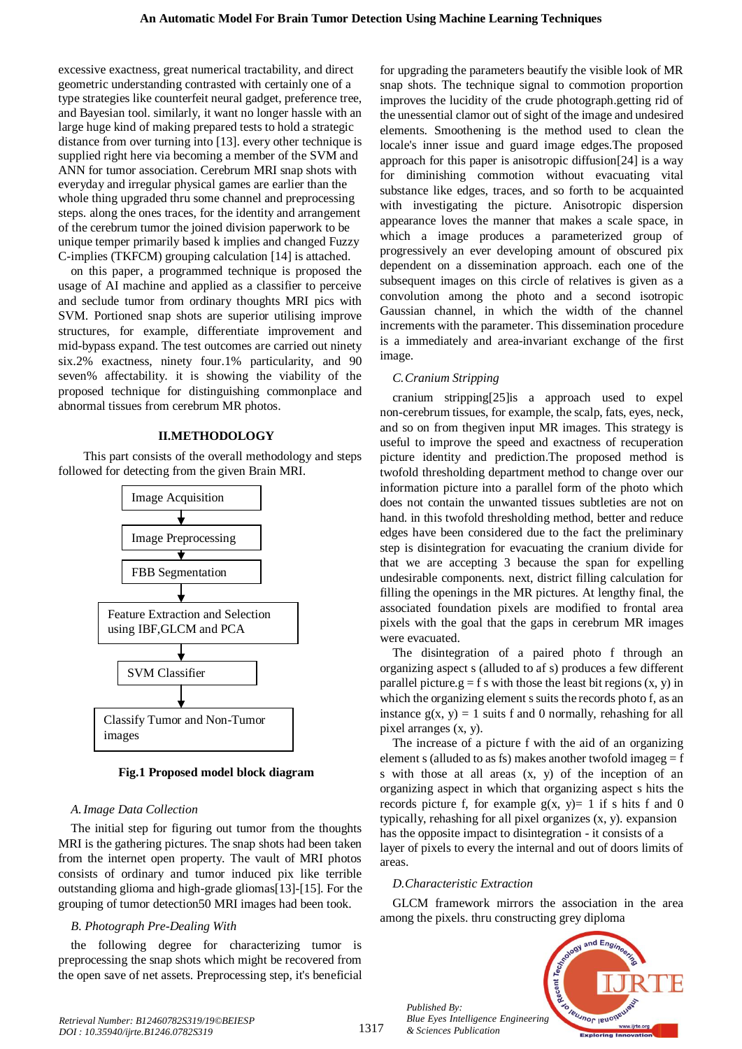excessive exactness, great numerical tractability, and direct geometric understanding contrasted with certainly one of a type strategies like counterfeit neural gadget, preference tree, and Bayesian tool. similarly, it want no longer hassle with an large huge kind of making prepared tests to hold a strategic distance from over turning into [13]. every other technique is supplied right here via becoming a member of the SVM and ANN for tumor association. Cerebrum MRI snap shots with everyday and irregular physical games are earlier than the whole thing upgraded thru some channel and preprocessing steps. along the ones traces, for the identity and arrangement of the cerebrum tumor the joined division paperwork to be unique temper primarily based k implies and changed Fuzzy C-implies (TKFCM) grouping calculation [14] is attached.

on this paper, a programmed technique is proposed the usage of AI machine and applied as a classifier to perceive and seclude tumor from ordinary thoughts MRI pics with SVM. Portioned snap shots are superior utilising improve structures, for example, differentiate improvement and mid-bypass expand. The test outcomes are carried out ninety six.2% exactness, ninety four.1% particularity, and 90 seven% affectability. it is showing the viability of the proposed technique for distinguishing commonplace and abnormal tissues from cerebrum MR photos.

## II.METHODOLOGY

This part consists of the overall methodology and steps followed for detecting from the given Brain MRI.

Image Acquisition → Image Preprocessing → FBB Segmentation → Feature Extraction and Selection using IBF,GLCM and PCA → SVM Classifier → Classify Tumor and Non-Tumor images

**Fig.1 Proposed model block diagram**

### *A. Image Data Collection*

The initial step for figuring out tumor from the thoughts MRI is the gathering pictures. The snap shots had been taken from the internet open property. The vault of MRI photos consists of ordinary and tumor induced pix like terrible outstanding glioma and high-grade gliomas[13]-[15]. For the grouping of tumor detection50 MRI images had been took.

### *B. Photograph Pre-Dealing With*

the following degree for characterizing tumor is preprocessing the snap shots which might be recovered from the open save of net assets. Preprocessing step, it's beneficial for upgrading the parameters beautify the visible look of MR snap shots. The technique signal to commotion proportion improves the lucidity of the crude photograph.getting rid of the unessential clamor out of sight of the image and undesired elements. Smoothening is the method used to clean the locale's inner issue and guard image edges.The proposed approach for this paper is anisotropic diffusion[24] is a way for diminishing commotion without evacuating vital substance like edges, traces, and so forth to be acquainted with investigating the picture. Anisotropic dispersion appearance loves the manner that makes a scale space, in which a image produces a parameterized group of progressively an ever developing amount of obscured pix dependent on a dissemination approach. each one of the subsequent images on this circle of relatives is given as a convolution among the photo and a second isotropic Gaussian channel, in which the width of the channel increments with the parameter. This dissemination procedure is a immediately and area-invariant exchange of the first image.

### *C.Cranium Stripping*

cranium stripping[25]is a approach used to expel non-cerebrum tissues, for example, the scalp, fats, eyes, neck, and so on from thegiven input MR images. This strategy is useful to improve the speed and exactness of recuperation picture identity and prediction.The proposed method is twofold thresholding department method to change over our information picture into a parallel form of the photo which does not contain the unwanted tissues subtleties are not on hand. in this twofold thresholding method, better and reduce edges have been considered due to the fact the preliminary step is disintegration for evacuating the cranium divide for that we are accepting 3 because the span for expelling undesirable components. next, district filling calculation for filling the openings in the MR pictures. At lengthy final, the associated foundation pixels are modified to frontal area pixels with the goal that the gaps in cerebrum MR images were evacuated.

The disintegration of a paired photo f through an organizing aspect s (alluded to af s) produces a few different parallel picture.g = f s with those the least bit regions (x, y) in which the organizing element s suits the records photo f, as an instance g(x, y) = 1 suits f and 0 normally, rehashing for all pixel arranges (x, y).

The increase of a picture f with the aid of an organizing element s (alluded to as fs) makes another twofold imageg = f s with those at all areas (x, y) of the inception of an organizing aspect in which that organizing aspect s hits the records picture f, for example g(x, y)= 1 if s hits f and 0 typically, rehashing for all pixel organizes (x, y). expansion has the opposite impact to disintegration - it consists of a layer of pixels to every the internal and out of doors limits of areas.

### *D.Characteristic Extraction*

GLCM framework mirrors the association in the area among the pixels. thru constructing grey diploma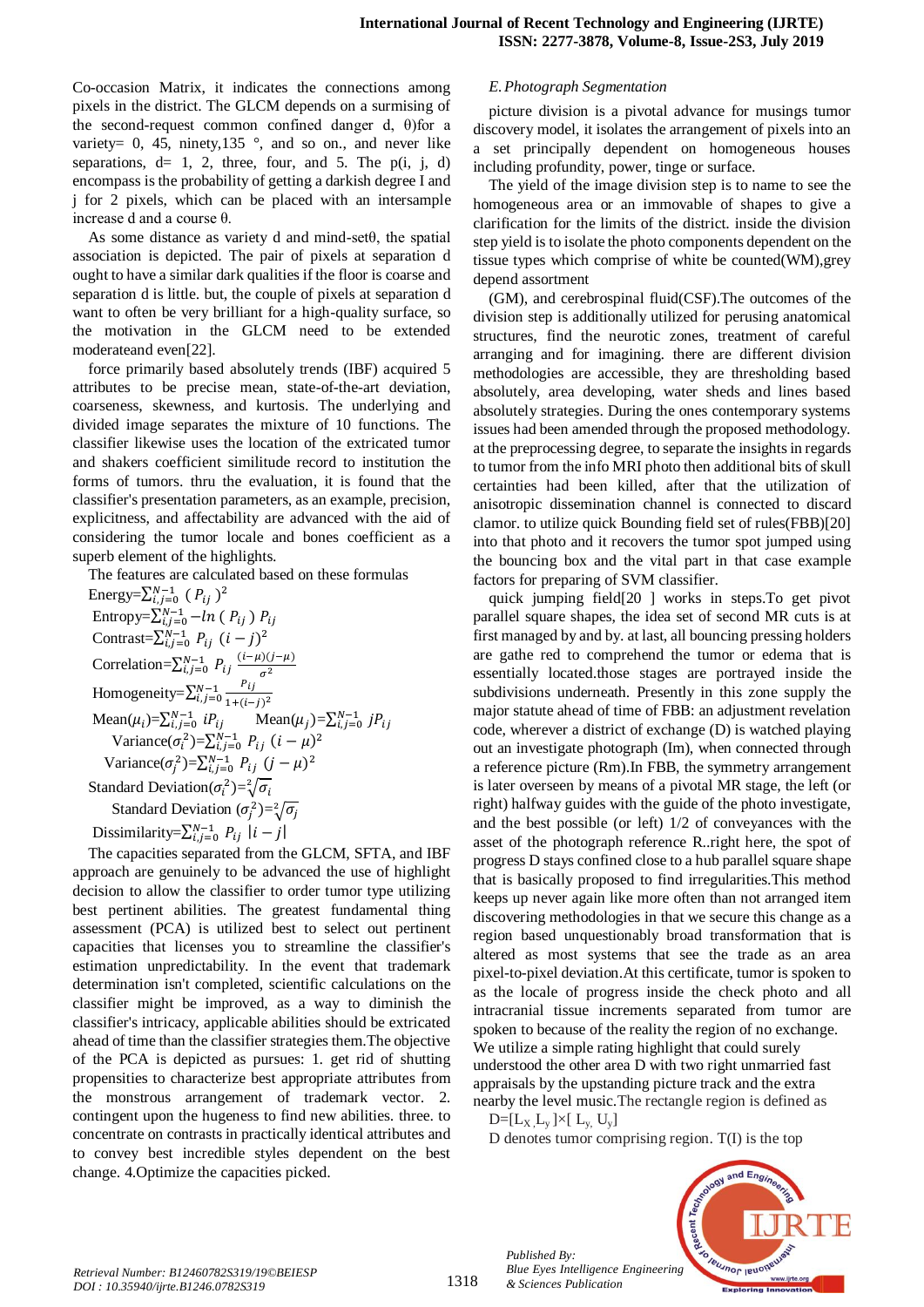Co-occasion Matrix, it indicates the connections among pixels in the district. The GLCM depends on a surmising of the second-request common confined danger d, θ)for a variety= 0, 45, ninety,135 °, and so on., and never like separations, d= 1, 2, three, four, and 5. The p(i, j, d) encompass is the probability of getting a darkish degree I and j for 2 pixels, which can be placed with an intersample increase d and a course θ.

As some distance as variety d and mind-setθ, the spatial association is depicted. The pair of pixels at separation d ought to have a similar dark qualities if the floor is coarse and separation d is little. but, the couple of pixels at separation d want to often be very brilliant for a high-quality surface, so the motivation in the GLCM need to be extended moderateand even[22].

force primarily based absolutely trends (IBF) acquired 5 attributes to be precise mean, state-of-the-art deviation, coarseness, skewness, and kurtosis. The underlying and divided image separates the mixture of 10 functions. The classifier likewise uses the location of the extricated tumor and shakers coefficient similitude record to institution the forms of tumors. thru the evaluation, it is found that the classifier's presentation parameters, as an example, precision, explicitness, and affectability are advanced with the aid of considering the tumor locale and bones coefficient as a superb element of the highlights.

The features are calculated based on these formulas

Energy=$\sum_{i,j=0}^{N-1} (P_{ij})^2$

Entropy=$\sum_{i,j=0}^{N-1} -ln(P_{ij})\, P_{ij}$

Contrast=$\sum_{i,j=0}^{N-1} P_{ij}\,(i-j)^2$

Correlation=$\sum_{i,j=0}^{N-1} P_{ij}\,\frac{(i-\mu)(j-\mu)}{\sigma^2}$

Homogeneity=$\sum_{i,j=0}^{N-1} \frac{P_{ij}}{1+(i-j)^2}$

Mean($\mu_i$)=$\sum_{i,j=0}^{N-1} iP_{ij}$ Mean($\mu_j$)=$\sum_{i,j=0}^{N-1} jP_{ij}$

Variance($\sigma_i^2$)=$\sum_{i,j=0}^{N-1} P_{ij}\,(i-\mu)^2$

Variance($\sigma_j^2$)=$\sum_{i,j=0}^{N-1} P_{ij}\,(j-\mu)^2$

Standard Deviation($\sigma_i^2$)=$\sqrt[2]{\sigma_i}$

Standard Deviation ($\sigma_j^2$)=$\sqrt[2]{\sigma_j}$

Dissimilarity=$\sum_{i,j=0}^{N-1} P_{ij}\,|i-j|$

The capacities separated from the GLCM, SFTA, and IBF approach are genuinely to be advanced the use of highlight decision to allow the classifier to order tumor type utilizing best pertinent abilities. The greatest fundamental thing assessment (PCA) is utilized best to select out pertinent capacities that licenses you to streamline the classifier's estimation unpredictability. In the event that trademark determination isn't completed, scientific calculations on the classifier might be improved, as a way to diminish the classifier's intricacy, applicable abilities should be extricated ahead of time than the classifier strategies them.The objective of the PCA is depicted as pursues: 1. get rid of shutting propensities to characterize best appropriate attributes from the monstrous arrangement of trademark vector. 2. contingent upon the hugeness to find new abilities. three. to concentrate on contrasts in practically identical attributes and to convey best incredible styles dependent on the best change. 4.Optimize the capacities picked.

### *E. Photograph Segmentation*

picture division is a pivotal advance for musings tumor discovery model, it isolates the arrangement of pixels into an a set principally dependent on homogeneous houses including profundity, power, tinge or surface.

The yield of the image division step is to name to see the homogeneous area or an immovable of shapes to give a clarification for the limits of the district. inside the division step yield is to isolate the photo components dependent on the tissue types which comprise of white be counted(WM),grey depend assortment

(GM), and cerebrospinal fluid(CSF).The outcomes of the division step is additionally utilized for perusing anatomical structures, find the neurotic zones, treatment of careful arranging and for imagining. there are different division methodologies are accessible, they are thresholding based absolutely, area developing, water sheds and lines based absolutely strategies. During the ones contemporary systems issues had been amended through the proposed methodology. at the preprocessing degree, to separate the insights in regards to tumor from the info MRI photo then additional bits of skull certainties had been killed, after that the utilization of anisotropic dissemination channel is connected to discard clamor. to utilize quick Bounding field set of rules(FBB)[20] into that photo and it recovers the tumor spot jumped using the bouncing box and the vital part in that case example factors for preparing of SVM classifier.

quick jumping field[20 ] works in steps.To get pivot parallel square shapes, the idea set of second MR cuts is at first managed by and by. at last, all bouncing pressing holders are gathe red to comprehend the tumor or edema that is essentially located.those stages are portrayed inside the subdivisions underneath. Presently in this zone supply the major statute ahead of time of FBB: an adjustment revelation code, wherever a district of exchange (D) is watched playing out an investigate photograph (Im), when connected through a reference picture (Rm).In FBB, the symmetry arrangement is later overseen by means of a pivotal MR stage, the left (or right) halfway guides with the guide of the photo investigate, and the best possible (or left) 1/2 of conveyances with the asset of the photograph reference R..right here, the spot of progress D stays confined close to a hub parallel square shape that is basically proposed to find irregularities.This method keeps up never again like more often than not arranged item discovering methodologies in that we secure this change as a region based unquestionably broad transformation that is altered as most systems that see the trade as an area pixel-to-pixel deviation.At this certificate, tumor is spoken to as the locale of progress inside the check photo and all intracranial tissue increments separated from tumor are spoken to because of the reality the region of no exchange. We utilize a simple rating highlight that could surely understood the other area D with two right unmarried fast appraisals by the upstanding picture track and the extra nearby the level music.The rectangle region is defined as

D=[$L_{X}$,$L_{y}$]×[ $L_{y}$, $U_{y}$]

D denotes tumor comprising region. T(I) is the top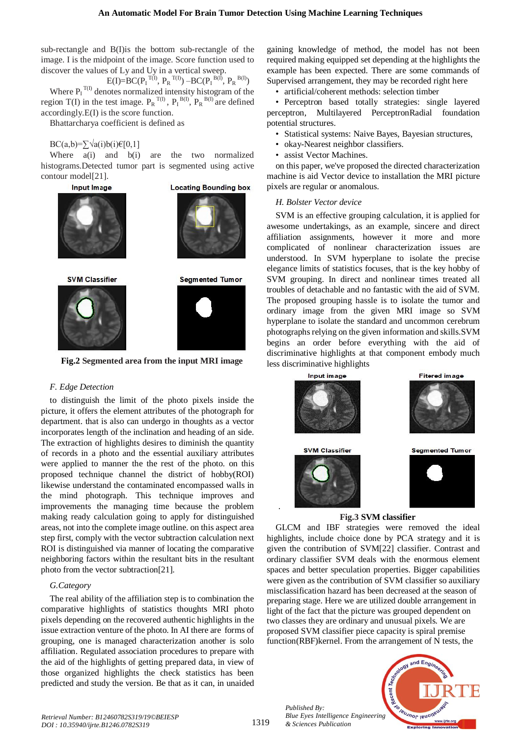sub-rectangle and B(I)is the bottom sub-rectangle of the image. I is the midpoint of the image. Score function used to discover the values of Ly and Uy in a vertical sweep.

$$E(I)=BC(P_I^{T(I)}, P_R^{T(I)}) - BC(P_I^{B(I)}, P_R^{B(I)})$$

Where $P_I^{T(I)}$ denotes normalized intensity histogram of the region T(I) in the test image. $P_R^{T(I)}$, $P_I^{B(I)}$, $P_R^{B(I)}$ are defined accordingly.E(I) is the score function.

Bhattarcharya coefficient is defined as

$$BC(a,b)=\sum\sqrt{a(i)b(i)}\in[0,1]$$

Where a(i) and b(i) are the two normalized histograms.Detected tumor part is segmented using active contour model[21].

Input Image | Locating Bounding box | SVM Classifier | Segmented Tumor

**Fig.2 Segmented area from the input MRI image**

### F. Edge Detection

to distinguish the limit of the photo pixels inside the picture, it offers the element attributes of the photograph for department. that is also can undergo in thoughts as a vector incorporates length of the inclination and heading of an side. The extraction of highlights desires to diminish the quantity of records in a photo and the essential auxiliary attributes were applied to manner the the rest of the photo. on this proposed technique channel the district of hobby(ROI) likewise understand the contaminated encompassed walls in the mind photograph. This technique improves and improvements the managing time because the problem making ready calculation going to apply for distinguished areas, not into the complete image outline. on this aspect area step first, comply with the vector subtraction calculation next ROI is distinguished via manner of locating the comparative neighboring factors within the resultant bits in the resultant photo from the vector subtraction[21].

### G.Category

The real ability of the affiliation step is to combination the comparative highlights of statistics thoughts MRI photo pixels depending on the recovered authentic highlights in the issue extraction venture of the photo. In AI there are forms of grouping, one is managed characterization another is solo affiliation. Regulated association procedures to prepare with the aid of the highlights of getting prepared data, in view of those organized highlights the check statistics has been predicted and study the version. Be that as it can, in unaided gaining knowledge of method, the model has not been required making equipped set depending at the highlights the example has been expected. There are some commands of Supervised arrangement, they may be recorded right here

- artificial/coherent methods: selection timber
- Perceptron based totally strategies: single layered perceptron, Multilayered PerceptronRadial foundation potential structures.
- Statistical systems: Naive Bayes, Bayesian structures,
- okay-Nearest neighbor classifiers.
- assist Vector Machines.

on this paper, we've proposed the directed characterization machine is aid Vector device to installation the MRI picture pixels are regular or anomalous.

### H. Bolster Vector device

SVM is an effective grouping calculation, it is applied for awesome undertakings, as an example, sincere and direct affiliation assignments, however it more and more complicated of nonlinear characterization issues are understood. In SVM hyperplane to isolate the precise elegance limits of statistics focuses, that is the key hobby of SVM grouping. In direct and nonlinear times treated all troubles of detachable and no fantastic with the aid of SVM. The proposed grouping hassle is to isolate the tumor and ordinary image from the given MRI image so SVM hyperplane to isolate the standard and uncommon cerebrum photographs relying on the given information and skills.SVM begins an order before everything with the aid of discriminative highlights at that component embody much less discriminative highlights

Input image | Fitered image | SVM Classifier | Segmented Tumor

**Fig.3 SVM classifier**

GLCM and IBF strategies were removed the ideal highlights, include choice done by PCA strategy and it is given the contribution of SVM[22] classifier. Contrast and ordinary classifier SVM deals with the enormous element spaces and better speculation properties. Bigger capabilities were given as the contribution of SVM classifier so auxiliary misclassification hazard has been decreased at the season of preparing stage. Here we are utilized double arrangement in light of the fact that the picture was grouped dependent on two classes they are ordinary and unusual pixels. We are proposed SVM classifier piece capacity is spiral premise function(RBF)kernel. From the arrangement of N tests, the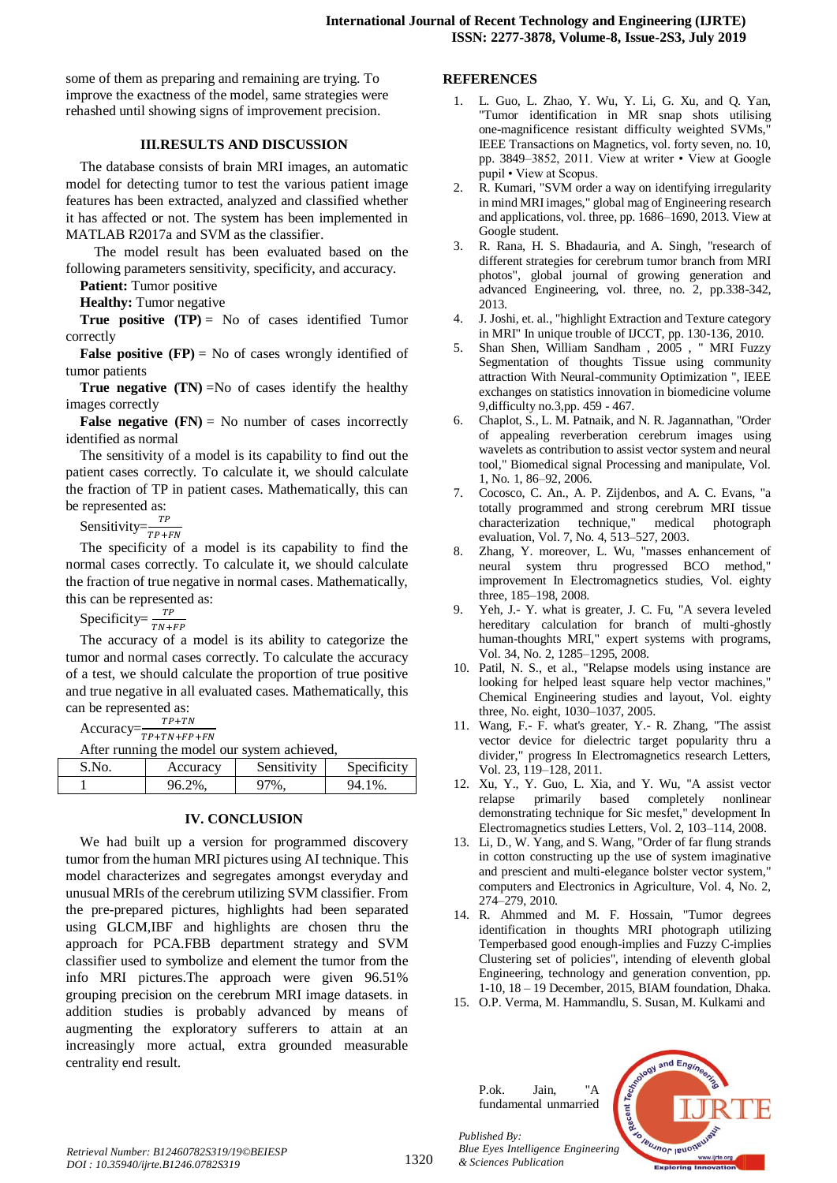some of them as preparing and remaining are trying. To improve the exactness of the model, same strategies were rehashed until showing signs of improvement precision.

## III. RESULTS AND DISCUSSION

The database consists of brain MRI images, an automatic model for detecting tumor to test the various patient image features has been extracted, analyzed and classified whether it has affected or not. The system has been implemented in MATLAB R2017a and SVM as the classifier.

The model result has been evaluated based on the following parameters sensitivity, specificity, and accuracy.

**Patient:** Tumor positive

**Healthy:** Tumor negative

**True positive (TP)** = No of cases identified Tumor correctly

**False positive (FP)** = No of cases wrongly identified of tumor patients

**True negative (TN)** =No of cases identify the healthy images correctly

**False negative (FN)** = No number of cases incorrectly identified as normal

The sensitivity of a model is its capability to find out the patient cases correctly. To calculate it, we should calculate the fraction of TP in patient cases. Mathematically, this can be represented as:

$$\text{Sensitivity}=\frac{TP}{TP+FN}$$

The specificity of a model is its capability to find the normal cases correctly. To calculate it, we should calculate the fraction of true negative in normal cases. Mathematically, this can be represented as:

$$\text{Specificity}=\frac{TP}{TN+FP}$$

The accuracy of a model is its ability to categorize the tumor and normal cases correctly. To calculate the accuracy of a test, we should calculate the proportion of true positive and true negative in all evaluated cases. Mathematically, this can be represented as:

$$\text{Accuracy}=\frac{TP+TN}{TP+TN+FP+FN}$$

After running the model our system achieved,

| S.No. | Accuracy | Sensitivity | Specificity |
|---|---|---|---|
| 1 | 96.2%, | 97%, | 94.1%. |

## IV. CONCLUSION

We had built up a version for programmed discovery tumor from the human MRI pictures using AI technique. This model characterizes and segregates amongst everyday and unusual MRIs of the cerebrum utilizing SVM classifier. From the pre-prepared pictures, highlights had been separated using GLCM,IBF and highlights are chosen thru the approach for PCA.FBB department strategy and SVM classifier used to symbolize and element the tumor from the info MRI pictures.The approach were given 96.51% grouping precision on the cerebrum MRI image datasets. in addition studies is probably advanced by means of augmenting the exploratory sufferers to attain at an increasingly more actual, extra grounded measurable centrality end result.

## REFERENCES

1. L. Guo, L. Zhao, Y. Wu, Y. Li, G. Xu, and Q. Yan, "Tumor identification in MR snap shots utilising one-magnificence resistant difficulty weighted SVMs," IEEE Transactions on Magnetics, vol. forty seven, no. 10, pp. 3849–3852, 2011. View at writer • View at Google pupil • View at Scopus.
2. R. Kumari, "SVM order a way on identifying irregularity in mind MRI images," global mag of Engineering research and applications, vol. three, pp. 1686–1690, 2013. View at Google student.
3. R. Rana, H. S. Bhadauria, and A. Singh, "research of different strategies for cerebrum tumor branch from MRI photos", global journal of growing generation and advanced Engineering, vol. three, no. 2, pp.338-342, 2013.
4. J. Joshi, et. al., "highlight Extraction and Texture category in MRI" In unique trouble of IJCCT, pp. 130-136, 2010.
5. Shan Shen, William Sandham , 2005 , " MRI Fuzzy Segmentation of thoughts Tissue using community attraction With Neural-community Optimization ", IEEE exchanges on statistics innovation in biomedicine volume 9,difficulty no.3,pp. 459 - 467.
6. Chaplot, S., L. M. Patnaik, and N. R. Jagannathan, "Order of appealing reverberation cerebrum images using wavelets as contribution to assist vector system and neural tool," Biomedical signal Processing and manipulate, Vol. 1, No. 1, 86–92, 2006.
7. Cocosco, C. An., A. P. Zijdenbos, and A. C. Evans, "a totally programmed and strong cerebrum MRI tissue characterization technique," medical photograph evaluation, Vol. 7, No. 4, 513–527, 2003.
8. Zhang, Y. moreover, L. Wu, "masses enhancement of neural system thru progressed BCO method," improvement In Electromagnetics studies, Vol. eighty three, 185–198, 2008.
9. Yeh, J.- Y. what is greater, J. C. Fu, "A severa leveled hereditary calculation for branch of multi-ghostly human-thoughts MRI," expert systems with programs, Vol. 34, No. 2, 1285–1295, 2008.
10. Patil, N. S., et al., "Relapse models using instance are looking for helped least square help vector machines," Chemical Engineering studies and layout, Vol. eighty three, No. eight, 1030–1037, 2005.
11. Wang, F.- F. what's greater, Y.- R. Zhang, "The assist vector device for dielectric target popularity thru a divider," progress In Electromagnetics research Letters, Vol. 23, 119–128, 2011.
12. Xu, Y., Y. Guo, L. Xia, and Y. Wu, "A assist vector relapse primarily based completely nonlinear demonstrating technique for Sic mesfet," development In Electromagnetics studies Letters, Vol. 2, 103–114, 2008.
13. Li, D., W. Yang, and S. Wang, "Order of far flung strands in cotton constructing up the use of system imaginative and prescient and multi-elegance bolster vector system," computers and Electronics in Agriculture, Vol. 4, No. 2, 274–279, 2010.
14. R. Ahmmed and M. F. Hossain, "Tumor degrees identification in thoughts MRI photograph utilizing Temperbased good enough-implies and Fuzzy C-implies Clustering set of policies", intending of eleventh global Engineering, technology and generation convention, pp. 1-10, 18 – 19 December, 2015, BIAM foundation, Dhaka.
15. O.P. Verma, M. Hammandlu, S. Susan, M. Kulkami and P.ok. Jain, "A fundamental unmarried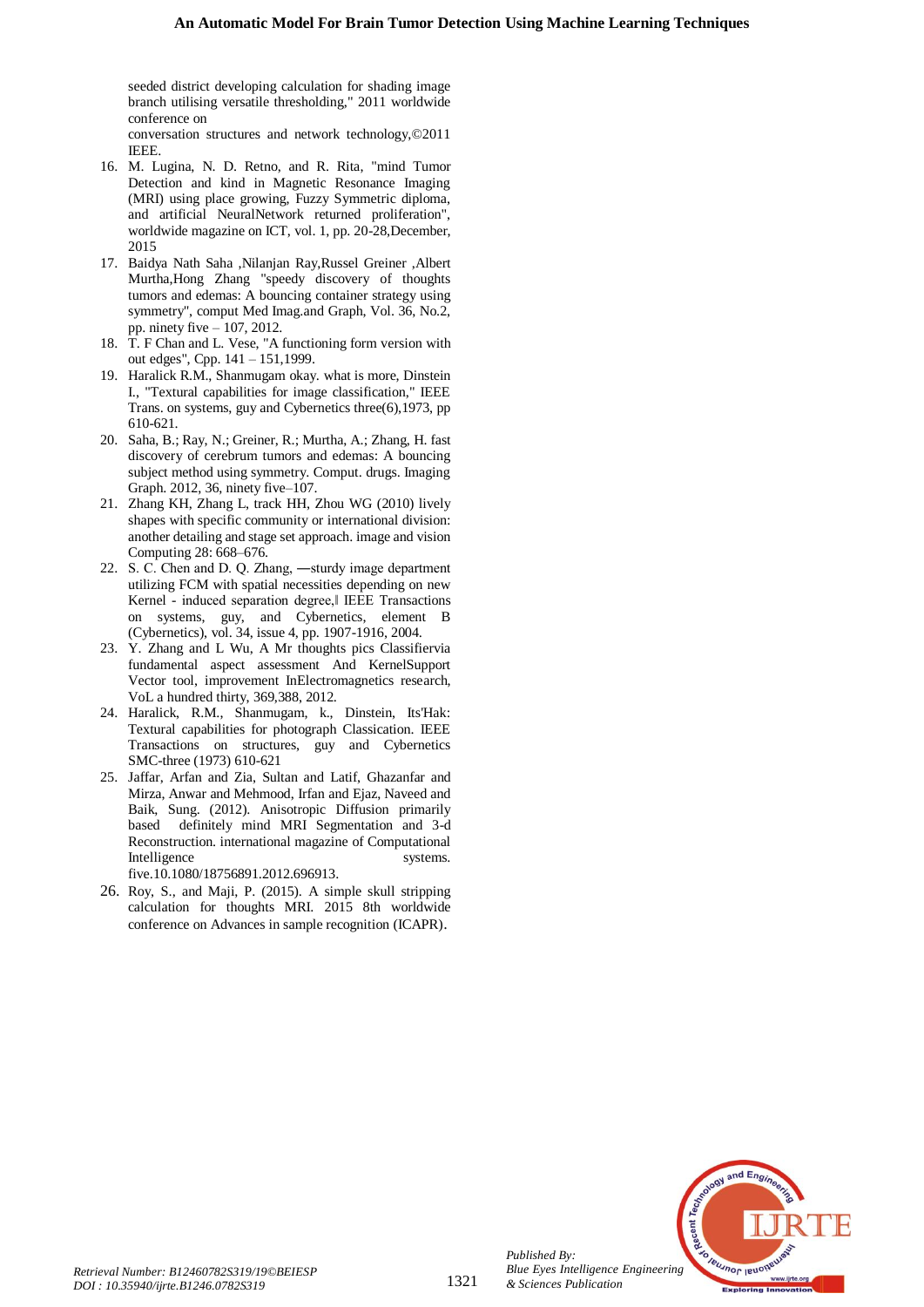seeded district developing calculation for shading image branch utilising versatile thresholding," 2011 worldwide conference on conversation structures and network technology,©2011 IEEE.

16. M. Lugina, N. D. Retno, and R. Rita, "mind Tumor Detection and kind in Magnetic Resonance Imaging (MRI) using place growing, Fuzzy Symmetric diploma, and artificial NeuralNetwork returned proliferation", worldwide magazine on ICT, vol. 1, pp. 20-28,December, 2015
17. Baidya Nath Saha ,Nilanjan Ray,Russel Greiner ,Albert Murtha,Hong Zhang "speedy discovery of thoughts tumors and edemas: A bouncing container strategy using symmetry", comput Med Imag.and Graph, Vol. 36, No.2, pp. ninety five – 107, 2012.
18. T. F Chan and L. Vese, "A functioning form version with out edges", Cpp. 141 – 151,1999.
19. Haralick R.M., Shanmugam okay. what is more, Dinstein I., "Textural capabilities for image classification," IEEE Trans. on systems, guy and Cybernetics three(6),1973, pp 610-621.
20. Saha, B.; Ray, N.; Greiner, R.; Murtha, A.; Zhang, H. fast discovery of cerebrum tumors and edemas: A bouncing subject method using symmetry. Comput. drugs. Imaging Graph. 2012, 36, ninety five–107.
21. Zhang KH, Zhang L, track HH, Zhou WG (2010) lively shapes with specific community or international division: another detailing and stage set approach. image and vision Computing 28: 668–676.
22. S. C. Chen and D. Q. Zhang, ―sturdy image department utilizing FCM with spatial necessities depending on new Kernel - induced separation degree,‖ IEEE Transactions on systems, guy, and Cybernetics, element B (Cybernetics), vol. 34, issue 4, pp. 1907-1916, 2004.
23. Y. Zhang and L Wu, A Mr thoughts pics Classifiervia fundamental aspect assessment And KernelSupport Vector tool, improvement InElectromagnetics research, VoL a hundred thirty, 369,388, 2012.
24. Haralick, R.M., Shanmugam, k., Dinstein, Its'Hak: Textural capabilities for photograph Classication. IEEE Transactions on structures, guy and Cybernetics SMC-three (1973) 610-621
25. Jaffar, Arfan and Zia, Sultan and Latif, Ghazanfar and Mirza, Anwar and Mehmood, Irfan and Ejaz, Naveed and Baik, Sung. (2012). Anisotropic Diffusion primarily based definitely mind MRI Segmentation and 3-d Reconstruction. international magazine of Computational Intelligence systems. five.10.1080/18756891.2012.696913.
26. Roy, S., and Maji, P. (2015). A simple skull stripping calculation for thoughts MRI. 2015 8th worldwide conference on Advances in sample recognition (ICAPR).